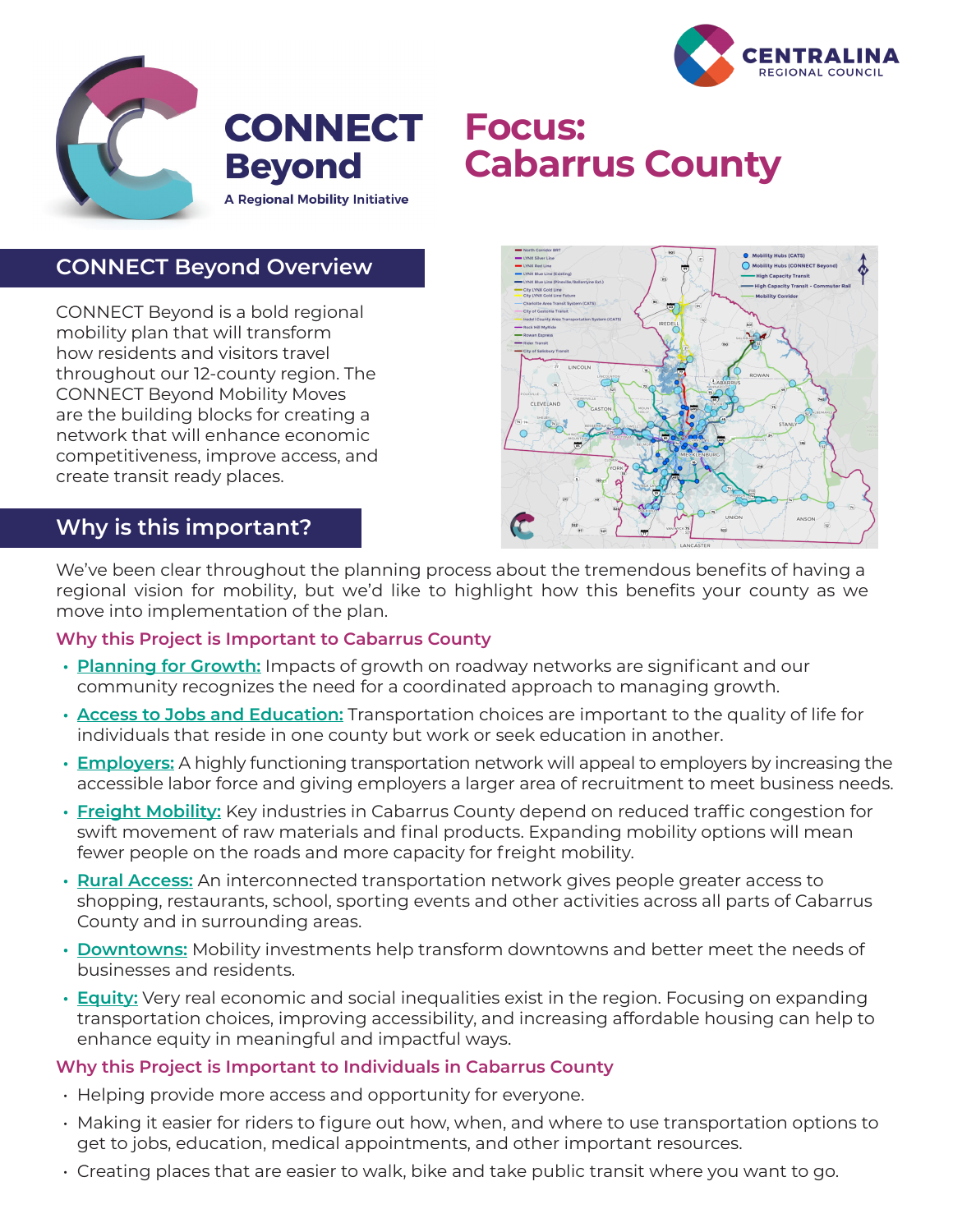# CONNECT Beyond

A Regional Mobility Initiative

# Focus: Cabarrus County

## CONNECT Beyond Overview

CONNECT Beyond is a bold regional mobility plan that will transform how residents and visitors travel throughout our 12-county region. The CONNECT Beyond Mobility Moves are the building blocks for creating a network that will enhance economic competitiveness, improve access, and create transit ready places.

## Why is this important?

We've been clear throughout the planning process about the tremendous benefits of having a regional vision for mobility, but we'd like to highlight how this benefits your county as we move into implementation of the plan.

### Why this Project is Important to Cabarrus County

- **Planning for Growth:** Impacts of growth on roadway networks are significant and our community recognizes the need for a coordinated approach to managing growth.
- **Access to Jobs and Education:** Transportation choices are important to the quality of life for individuals that reside in one county but work or seek education in another.
- **Employers:** A highly functioning transportation network will appeal to employers by increasing the accessible labor force and giving employers a larger area of recruitment to meet business needs.
- **Freight Mobility:** Key industries in Cabarrus County depend on reduced traffic congestion for swift movement of raw materials and final products. Expanding mobility options will mean fewer people on the roads and more capacity for freight mobility.
- **Rural Access:** An interconnected transportation network gives people greater access to shopping, restaurants, school, sporting events and other activities across all parts of Cabarrus County and in surrounding areas.
- **Downtowns:** Mobility investments help transform downtowns and better meet the needs of businesses and residents.
- **Equity:** Very real economic and social inequalities exist in the region. Focusing on expanding transportation choices, improving accessibility, and increasing affordable housing can help to enhance equity in meaningful and impactful ways.

### Why this Project is Important to Individuals in Cabarrus County

- Helping provide more access and opportunity for everyone.
- Making it easier for riders to figure out how, when, and where to use transportation options to get to jobs, education, medical appointments, and other important resources.
- Creating places that are easier to walk, bike and take public transit where you want to go.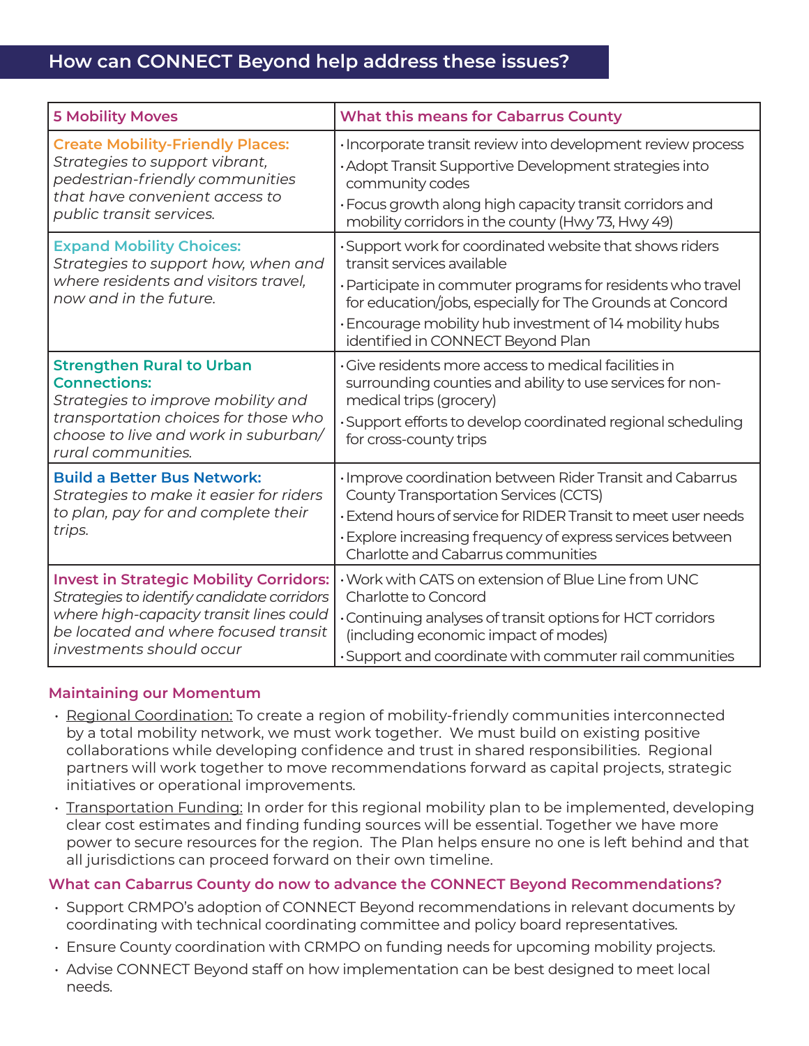## How can CONNECT Beyond help address these issues?

| 5 Mobility Moves | What this means for Cabarrus County |
|---|---|
| **Create Mobility-Friendly Places:** *Strategies to support vibrant, pedestrian-friendly communities that have convenient access to public transit services.* | • Incorporate transit review into development review process<br>• Adopt Transit Supportive Development strategies into community codes<br>• Focus growth along high capacity transit corridors and mobility corridors in the county (Hwy 73, Hwy 49) |
| **Expand Mobility Choices:** *Strategies to support how, when and where residents and visitors travel, now and in the future.* | • Support work for coordinated website that shows riders transit services available<br>• Participate in commuter programs for residents who travel for education/jobs, especially for The Grounds at Concord<br>• Encourage mobility hub investment of 14 mobility hubs identified in CONNECT Beyond Plan |
| **Strengthen Rural to Urban Connections:** *Strategies to improve mobility and transportation choices for those who choose to live and work in suburban/ rural communities.* | • Give residents more access to medical facilities in surrounding counties and ability to use services for non-medical trips (grocery)<br>• Support efforts to develop coordinated regional scheduling for cross-county trips |
| **Build a Better Bus Network:** *Strategies to make it easier for riders to plan, pay for and complete their trips.* | • Improve coordination between Rider Transit and Cabarrus County Transportation Services (CCTS)<br>• Extend hours of service for RIDER Transit to meet user needs<br>• Explore increasing frequency of express services between Charlotte and Cabarrus communities |
| **Invest in Strategic Mobility Corridors:** *Strategies to identify candidate corridors where high-capacity transit lines could be located and where focused transit investments should occur* | • Work with CATS on extension of Blue Line from UNC Charlotte to Concord<br>• Continuing analyses of transit options for HCT corridors (including economic impact of modes)<br>• Support and coordinate with commuter rail communities |

### Maintaining our Momentum

- Regional Coordination: To create a region of mobility-friendly communities interconnected by a total mobility network, we must work together. We must build on existing positive collaborations while developing confidence and trust in shared responsibilities. Regional partners will work together to move recommendations forward as capital projects, strategic initiatives or operational improvements.
- Transportation Funding: In order for this regional mobility plan to be implemented, developing clear cost estimates and finding funding sources will be essential. Together we have more power to secure resources for the region. The Plan helps ensure no one is left behind and that all jurisdictions can proceed forward on their own timeline.

### What can Cabarrus County do now to advance the CONNECT Beyond Recommendations?

- Support CRMPO's adoption of CONNECT Beyond recommendations in relevant documents by coordinating with technical coordinating committee and policy board representatives.
- Ensure County coordination with CRMPO on funding needs for upcoming mobility projects.
- Advise CONNECT Beyond staff on how implementation can be best designed to meet local needs.